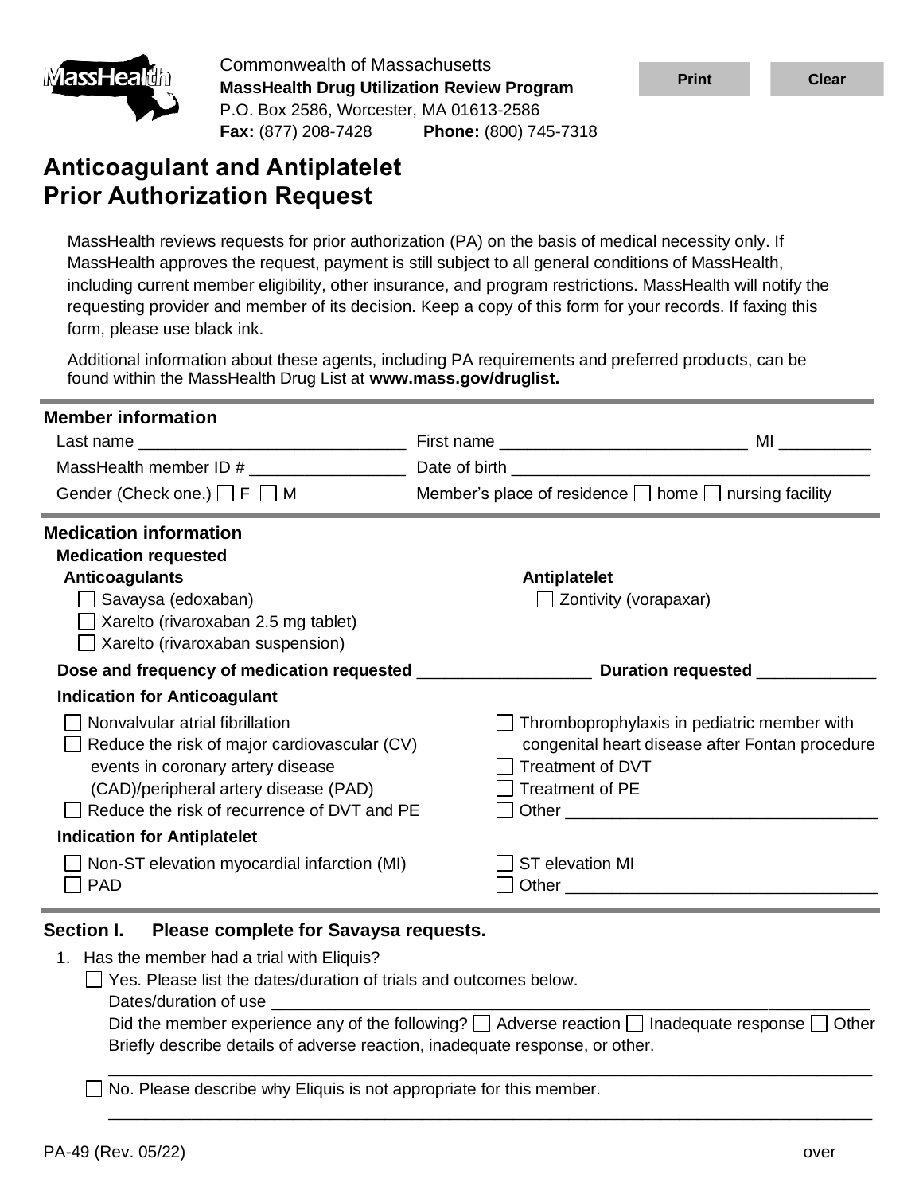Commonwealth of Massachusetts
**MassHealth Drug Utilization Review Program**
P.O. Box 2586, Worcester, MA 01613-2586
**Fax:** (877) 208-7428 **Phone:** (800) 745-7318

# Anticoagulant and Antiplatelet Prior Authorization Request

MassHealth reviews requests for prior authorization (PA) on the basis of medical necessity only. If MassHealth approves the request, payment is still subject to all general conditions of MassHealth, including current member eligibility, other insurance, and program restrictions. MassHealth will notify the requesting provider and member of its decision. Keep a copy of this form for your records. If faxing this form, please use black ink.

Additional information about these agents, including PA requirements and preferred products, can be found within the MassHealth Drug List at **www.mass.gov/druglist.**

## Member information

Last name ____________________________ First name __________________________ MI __________

MassHealth member ID # ________________ Date of birth ______________________________________

Gender (Check one.) ☐ F ☐ M Member's place of residence ☐ home ☐ nursing facility

## Medication information

**Medication requested**

**Anticoagulants**

- ☐ Savaysa (edoxaban)
- ☐ Xarelto (rivaroxaban 2.5 mg tablet)
- ☐ Xarelto (rivaroxaban suspension)

**Antiplatelet**

- ☐ Zontivity (vorapaxar)

**Dose and frequency of medication requested** __________________ **Duration requested** ____________

**Indication for Anticoagulant**

- ☐ Nonvalvular atrial fibrillation
- ☐ Reduce the risk of major cardiovascular (CV) events in coronary artery disease (CAD)/peripheral artery disease (PAD)
- ☐ Reduce the risk of recurrence of DVT and PE
- ☐ Thromboprophylaxis in pediatric member with congenital heart disease after Fontan procedure
- ☐ Treatment of DVT
- ☐ Treatment of PE
- ☐ Other _________________________________

**Indication for Antiplatelet**

- ☐ Non-ST elevation myocardial infarction (MI)
- ☐ PAD
- ☐ ST elevation MI
- ☐ Other _________________________________

## Section I. Please complete for Savaysa requests.

1. Has the member had a trial with Eliquis?
   - ☐ Yes. Please list the dates/duration of trials and outcomes below.
     Dates/duration of use ________________________________________________________________
     Did the member experience any of the following? ☐ Adverse reaction ☐ Inadequate response ☐ Other
     Briefly describe details of adverse reaction, inadequate response, or other.
     ________________________________________________________________________________
   - ☐ No. Please describe why Eliquis is not appropriate for this member.
     ________________________________________________________________________________

PA-49 (Rev. 05/22) over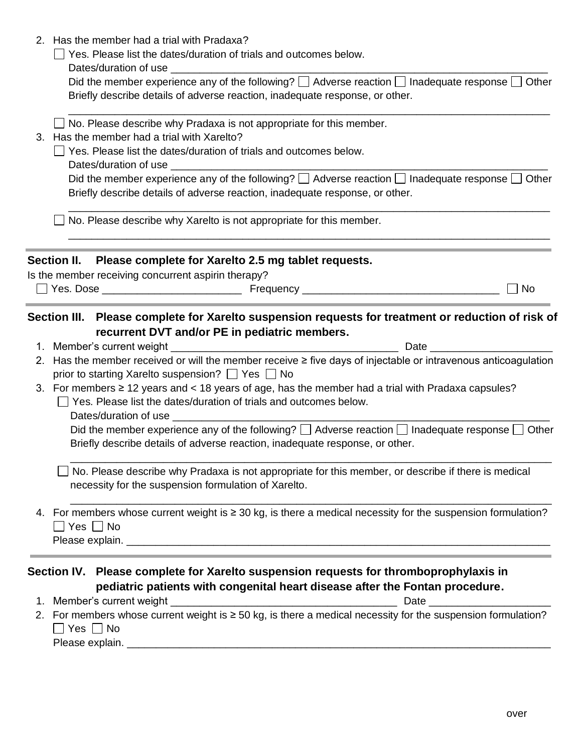2. Has the member had a trial with Pradaxa?

   ☐ Yes. Please list the dates/duration of trials and outcomes below.

   Dates/duration of use ______________________________________________________________

   Did the member experience any of the following? ☐ Adverse reaction ☐ Inadequate response ☐ Other

   Briefly describe details of adverse reaction, inadequate response, or other.

   ____________________________________________________________________________________

   ☐ No. Please describe why Pradaxa is not appropriate for this member.

3. Has the member had a trial with Xarelto?

   ☐ Yes. Please list the dates/duration of trials and outcomes below.

   Dates/duration of use ______________________________________________________________

   Did the member experience any of the following? ☐ Adverse reaction ☐ Inadequate response ☐ Other

   Briefly describe details of adverse reaction, inadequate response, or other.

   ____________________________________________________________________________________

   ☐ No. Please describe why Xarelto is not appropriate for this member.

   ____________________________________________________________________________________

## Section II. Please complete for Xarelto 2.5 mg tablet requests.

Is the member receiving concurrent aspirin therapy?

☐ Yes. Dose ________________________ Frequency __________________________________ ☐ No

## Section III. Please complete for Xarelto suspension requests for treatment or reduction of risk of recurrent DVT and/or PE in pediatric members.

1. Member's current weight ________________________________________ Date ____________________
2. Has the member received or will the member receive ≥ five days of injectable or intravenous anticoagulation prior to starting Xarelto suspension? ☐ Yes ☐ No
3. For members ≥ 12 years and < 18 years of age, has the member had a trial with Pradaxa capsules?

   ☐ Yes. Please list the dates/duration of trials and outcomes below.

   Dates/duration of use ______________________________________________________________

   Did the member experience any of the following? ☐ Adverse reaction ☐ Inadequate response ☐ Other

   Briefly describe details of adverse reaction, inadequate response, or other.

   ____________________________________________________________________________________

   ☐ No. Please describe why Pradaxa is not appropriate for this member, or describe if there is medical necessity for the suspension formulation of Xarelto.

   ____________________________________________________________________________________

4. For members whose current weight is ≥ 30 kg, is there a medical necessity for the suspension formulation?

   ☐ Yes ☐ No

   Please explain. ____________________________________________________________________

## Section IV. Please complete for Xarelto suspension requests for thromboprophylaxis in pediatric patients with congenital heart disease after the Fontan procedure.

1. Member's current weight ________________________________________ Date ____________________
2. For members whose current weight is ≥ 50 kg, is there a medical necessity for the suspension formulation?

   ☐ Yes ☐ No

   Please explain. ____________________________________________________________________

over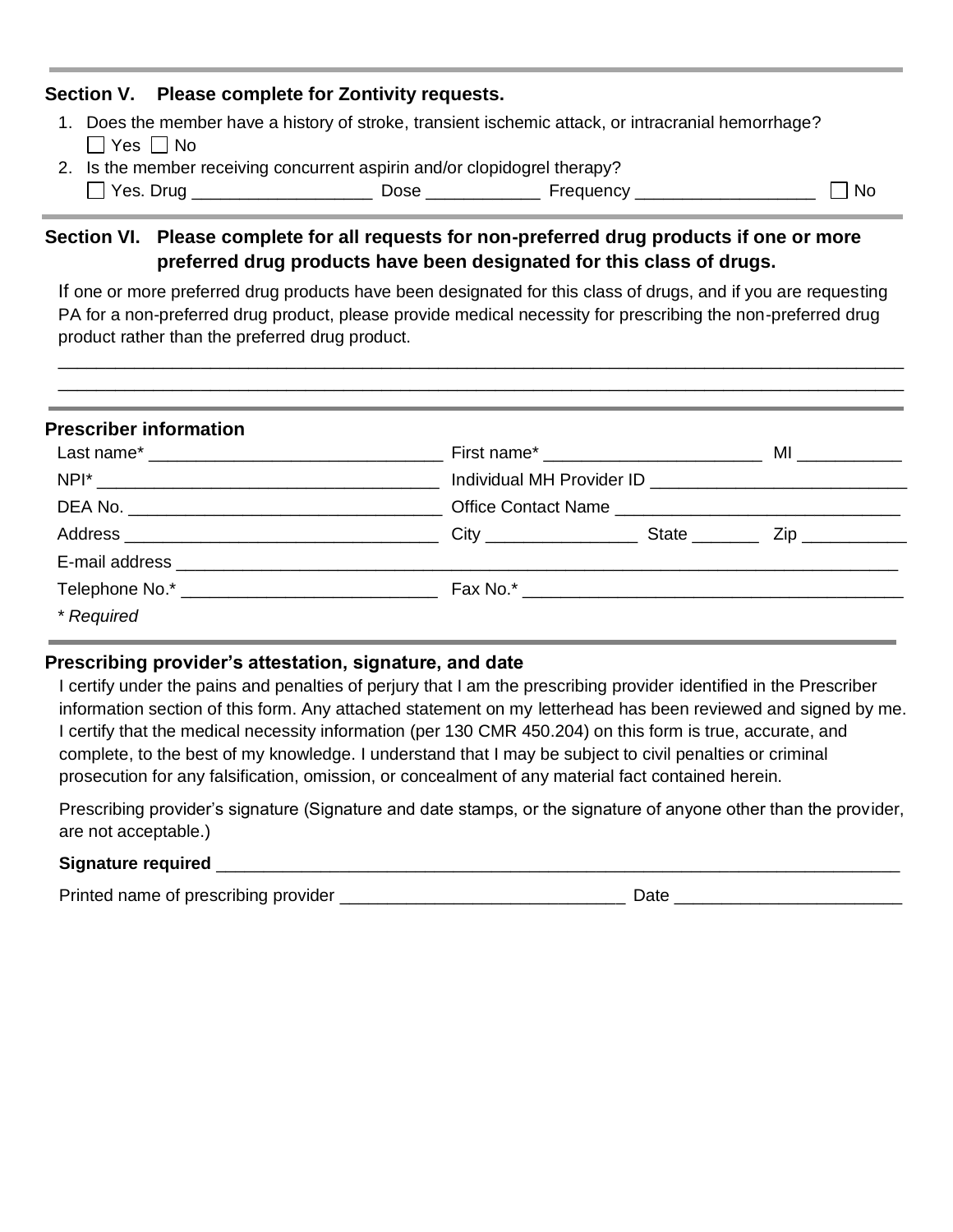## Section V. Please complete for Zontivity requests.

1. Does the member have a history of stroke, transient ischemic attack, or intracranial hemorrhage?
   ☐ Yes ☐ No
2. Is the member receiving concurrent aspirin and/or clopidogrel therapy?
   ☐ Yes. Drug ___________________ Dose ____________ Frequency ___________________ ☐ No

## Section VI. Please complete for all requests for non-preferred drug products if one or more preferred drug products have been designated for this class of drugs.

If one or more preferred drug products have been designated for this class of drugs, and if you are requesting PA for a non-preferred drug product, please provide medical necessity for prescribing the non-preferred drug product rather than the preferred drug product.

_______________________________________________________________________________________

_______________________________________________________________________________________

## Prescriber information

Last name* _______________________________ First name* _______________________ MI ___________

NPI* ___________________________________ Individual MH Provider ID ___________________________

DEA No. ________________________________ Office Contact Name ______________________________

Address ________________________________ City ________________ State _______ Zip ___________

E-mail address _______________________________________________________________________

Telephone No.* ___________________________ Fax No.* _______________________________________

*\* Required*

## Prescribing provider’s attestation, signature, and date

I certify under the pains and penalties of perjury that I am the prescribing provider identified in the Prescriber information section of this form. Any attached statement on my letterhead has been reviewed and signed by me. I certify that the medical necessity information (per 130 CMR 450.204) on this form is true, accurate, and complete, to the best of my knowledge. I understand that I may be subject to civil penalties or criminal prosecution for any falsification, omission, or concealment of any material fact contained herein.

Prescribing provider’s signature (Signature and date stamps, or the signature of anyone other than the provider, are not acceptable.)

**Signature required** ___________________________________________________________________

Printed name of prescribing provider _____________________________ Date _______________________